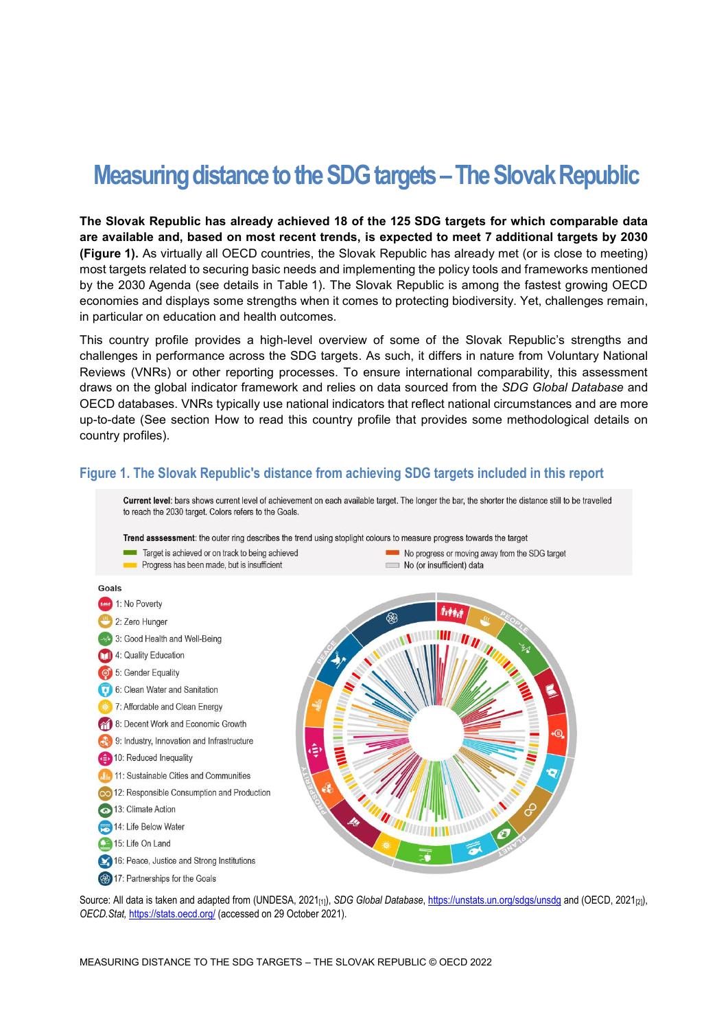# Measuring distance to the SDG targets – The Slovak Republic

**The Slovak Republic has already achieved 18 of the 125 SDG targets for which comparable data are available and, based on most recent trends, is expected to meet 7 additional targets by 2030 (Figure 1).** As virtually all OECD countries, the Slovak Republic has already met (or is close to meeting) most targets related to securing basic needs and implementing the policy tools and frameworks mentioned by the 2030 Agenda (see details in Table 1). The Slovak Republic is among the fastest growing OECD economies and displays some strengths when it comes to protecting biodiversity. Yet, challenges remain, in particular on education and health outcomes.

This country profile provides a high-level overview of some of the Slovak Republic's strengths and challenges in performance across the SDG targets. As such, it differs in nature from Voluntary National Reviews (VNRs) or other reporting processes. To ensure international comparability, this assessment draws on the global indicator framework and relies on data sourced from the *SDG Global Database* and OECD databases. VNRs typically use national indicators that reflect national circumstances and are more up-to-date (See section How to read this country profile that provides some methodological details on country profiles).

## Figure 1. The Slovak Republic's distance from achieving SDG targets included in this report

**Current level**: bars shows current level of achievement on each available target. The longer the bar, the shorter the distance still to be travelled to reach the 2030 target. Colors refers to the Goals.

**Trend asssessment**: the outer ring describes the trend using stoplight colours to measure progress towards the target

- Target is achieved or on track to being achieved
- Progress has been made, but is insufficient
- No progress or moving away from the SDG target
- No (or insufficient) data

**Goals**

- 1: No Poverty
- 2: Zero Hunger
- 3: Good Health and Well-Being
- 4: Quality Education
- 5: Gender Equality
- 6: Clean Water and Sanitation
- 7: Affordable and Clean Energy
- 8: Decent Work and Economic Growth
- 9: Industry, Innovation and Infrastructure
- 10: Reduced Inequality
- 11: Sustainable Cities and Communities
- 12: Responsible Consumption and Production
- 13: Climate Action
- 14: Life Below Water
- 15: Life On Land
- 16: Peace, Justice and Strong Institutions
- 17: Partnerships for the Goals

Source: All data is taken and adapted from (UNDESA, 2021[1]), *SDG Global Database*, https://unstats.un.org/sdgs/unsdg and (OECD, 2021[2]), *OECD.Stat*, https://stats.oecd.org/ (accessed on 29 October 2021).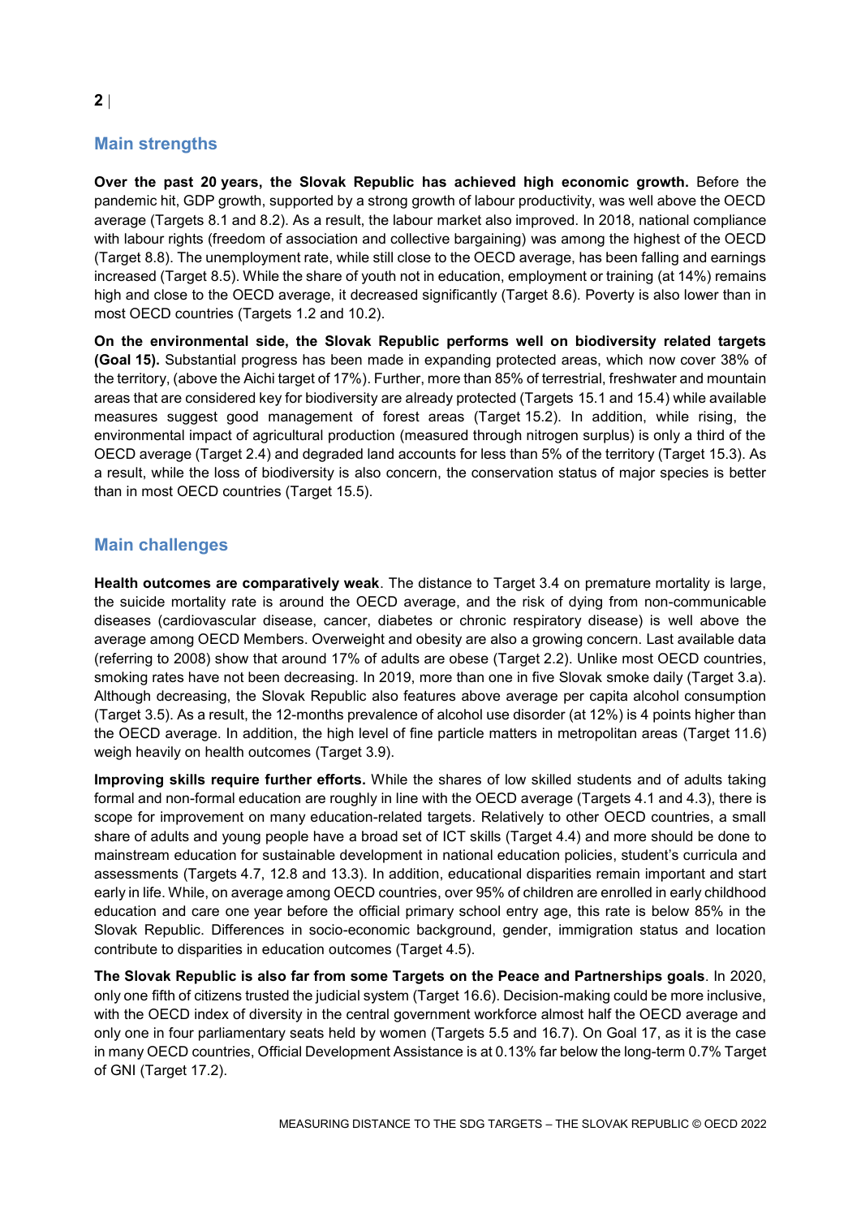## Main strengths

**Over the past 20 years, the Slovak Republic has achieved high economic growth.** Before the pandemic hit, GDP growth, supported by a strong growth of labour productivity, was well above the OECD average (Targets 8.1 and 8.2). As a result, the labour market also improved. In 2018, national compliance with labour rights (freedom of association and collective bargaining) was among the highest of the OECD (Target 8.8). The unemployment rate, while still close to the OECD average, has been falling and earnings increased (Target 8.5). While the share of youth not in education, employment or training (at 14%) remains high and close to the OECD average, it decreased significantly (Target 8.6). Poverty is also lower than in most OECD countries (Targets 1.2 and 10.2).

**On the environmental side, the Slovak Republic performs well on biodiversity related targets (Goal 15).** Substantial progress has been made in expanding protected areas, which now cover 38% of the territory, (above the Aichi target of 17%). Further, more than 85% of terrestrial, freshwater and mountain areas that are considered key for biodiversity are already protected (Targets 15.1 and 15.4) while available measures suggest good management of forest areas (Target 15.2). In addition, while rising, the environmental impact of agricultural production (measured through nitrogen surplus) is only a third of the OECD average (Target 2.4) and degraded land accounts for less than 5% of the territory (Target 15.3). As a result, while the loss of biodiversity is also concern, the conservation status of major species is better than in most OECD countries (Target 15.5).

## Main challenges

**Health outcomes are comparatively weak**. The distance to Target 3.4 on premature mortality is large, the suicide mortality rate is around the OECD average, and the risk of dying from non-communicable diseases (cardiovascular disease, cancer, diabetes or chronic respiratory disease) is well above the average among OECD Members. Overweight and obesity are also a growing concern. Last available data (referring to 2008) show that around 17% of adults are obese (Target 2.2). Unlike most OECD countries, smoking rates have not been decreasing. In 2019, more than one in five Slovak smoke daily (Target 3.a). Although decreasing, the Slovak Republic also features above average per capita alcohol consumption (Target 3.5). As a result, the 12-months prevalence of alcohol use disorder (at 12%) is 4 points higher than the OECD average. In addition, the high level of fine particle matters in metropolitan areas (Target 11.6) weigh heavily on health outcomes (Target 3.9).

**Improving skills require further efforts.** While the shares of low skilled students and of adults taking formal and non-formal education are roughly in line with the OECD average (Targets 4.1 and 4.3), there is scope for improvement on many education-related targets. Relatively to other OECD countries, a small share of adults and young people have a broad set of ICT skills (Target 4.4) and more should be done to mainstream education for sustainable development in national education policies, student's curricula and assessments (Targets 4.7, 12.8 and 13.3). In addition, educational disparities remain important and start early in life. While, on average among OECD countries, over 95% of children are enrolled in early childhood education and care one year before the official primary school entry age, this rate is below 85% in the Slovak Republic. Differences in socio-economic background, gender, immigration status and location contribute to disparities in education outcomes (Target 4.5).

**The Slovak Republic is also far from some Targets on the Peace and Partnerships goals**. In 2020, only one fifth of citizens trusted the judicial system (Target 16.6). Decision-making could be more inclusive, with the OECD index of diversity in the central government workforce almost half the OECD average and only one in four parliamentary seats held by women (Targets 5.5 and 16.7). On Goal 17, as it is the case in many OECD countries, Official Development Assistance is at 0.13% far below the long-term 0.7% Target of GNI (Target 17.2).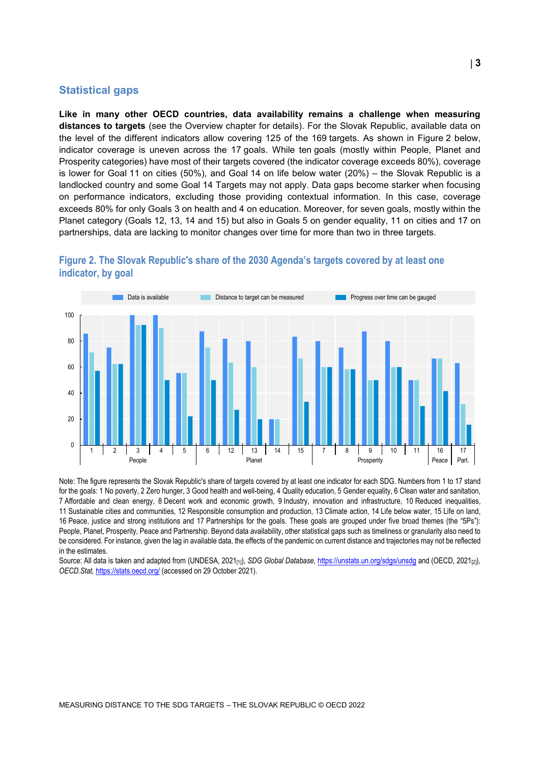## Statistical gaps

**Like in many other OECD countries, data availability remains a challenge when measuring distances to targets** (see the Overview chapter for details). For the Slovak Republic, available data on the level of the different indicators allow covering 125 of the 169 targets. As shown in Figure 2 below, indicator coverage is uneven across the 17 goals. While ten goals (mostly within People, Planet and Prosperity categories) have most of their targets covered (the indicator coverage exceeds 80%), coverage is lower for Goal 11 on cities (50%), and Goal 14 on life below water (20%) – the Slovak Republic is a landlocked country and some Goal 14 Targets may not apply. Data gaps become starker when focusing on performance indicators, excluding those providing contextual information. In this case, coverage exceeds 80% for only Goals 3 on health and 4 on education. Moreover, for seven goals, mostly within the Planet category (Goals 12, 13, 14 and 15) but also in Goals 5 on gender equality, 11 on cities and 17 on partnerships, data are lacking to monitor changes over time for more than two in three targets.

### Figure 2. The Slovak Republic's share of the 2030 Agenda's targets covered by at least one indicator, by goal

Note: The figure represents the Slovak Republic's share of targets covered by at least one indicator for each SDG. Numbers from 1 to 17 stand for the goals: 1 No poverty, 2 Zero hunger, 3 Good health and well-being, 4 Quality education, 5 Gender equality, 6 Clean water and sanitation, 7 Affordable and clean energy, 8 Decent work and economic growth, 9 Industry, innovation and infrastructure, 10 Reduced inequalities, 11 Sustainable cities and communities, 12 Responsible consumption and production, 13 Climate action, 14 Life below water, 15 Life on land, 16 Peace, justice and strong institutions and 17 Partnerships for the goals. These goals are grouped under five broad themes (the "5Ps"): People, Planet, Prosperity, Peace and Partnership. Beyond data availability, other statistical gaps such as timeliness or granularity also need to be considered. For instance, given the lag in available data, the effects of the pandemic on current distance and trajectories may not be reflected in the estimates.

Source: All data is taken and adapted from (UNDESA, 2021[1]), *SDG Global Database*, https://unstats.un.org/sdgs/unsdg and (OECD, 2021[2]), *OECD.Stat*, https://stats.oecd.org/ (accessed on 29 October 2021).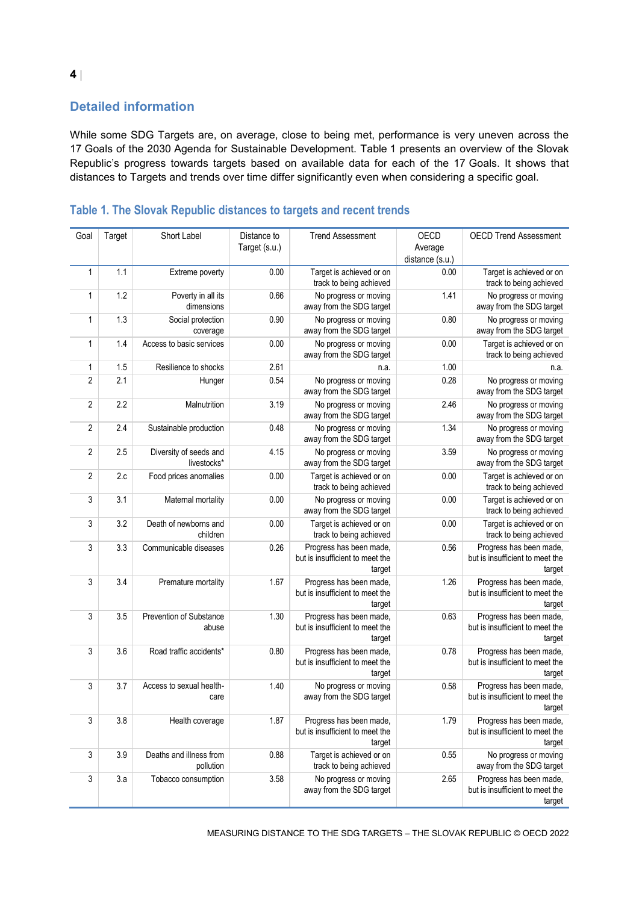## Detailed information

While some SDG Targets are, on average, close to being met, performance is very uneven across the 17 Goals of the 2030 Agenda for Sustainable Development. Table 1 presents an overview of the Slovak Republic's progress towards targets based on available data for each of the 17 Goals. It shows that distances to Targets and trends over time differ significantly even when considering a specific goal.

### Table 1. The Slovak Republic distances to targets and recent trends

| Goal | Target | Short Label | Distance to Target (s.u.) | Trend Assessment | OECD Average distance (s.u.) | OECD Trend Assessment |
|---|---|---|---|---|---|---|
| 1 | 1.1 | Extreme poverty | 0.00 | Target is achieved or on track to being achieved | 0.00 | Target is achieved or on track to being achieved |
| 1 | 1.2 | Poverty in all its dimensions | 0.66 | No progress or moving away from the SDG target | 1.41 | No progress or moving away from the SDG target |
| 1 | 1.3 | Social protection coverage | 0.90 | No progress or moving away from the SDG target | 0.80 | No progress or moving away from the SDG target |
| 1 | 1.4 | Access to basic services | 0.00 | No progress or moving away from the SDG target | 0.00 | Target is achieved or on track to being achieved |
| 1 | 1.5 | Resilience to shocks | 2.61 | n.a. | 1.00 | n.a. |
| 2 | 2.1 | Hunger | 0.54 | No progress or moving away from the SDG target | 0.28 | No progress or moving away from the SDG target |
| 2 | 2.2 | Malnutrition | 3.19 | No progress or moving away from the SDG target | 2.46 | No progress or moving away from the SDG target |
| 2 | 2.4 | Sustainable production | 0.48 | No progress or moving away from the SDG target | 1.34 | No progress or moving away from the SDG target |
| 2 | 2.5 | Diversity of seeds and livestocks* | 4.15 | No progress or moving away from the SDG target | 3.59 | No progress or moving away from the SDG target |
| 2 | 2.c | Food prices anomalies | 0.00 | Target is achieved or on track to being achieved | 0.00 | Target is achieved or on track to being achieved |
| 3 | 3.1 | Maternal mortality | 0.00 | No progress or moving away from the SDG target | 0.00 | Target is achieved or on track to being achieved |
| 3 | 3.2 | Death of newborns and children | 0.00 | Target is achieved or on track to being achieved | 0.00 | Target is achieved or on track to being achieved |
| 3 | 3.3 | Communicable diseases | 0.26 | Progress has been made, but is insufficient to meet the target | 0.56 | Progress has been made, but is insufficient to meet the target |
| 3 | 3.4 | Premature mortality | 1.67 | Progress has been made, but is insufficient to meet the target | 1.26 | Progress has been made, but is insufficient to meet the target |
| 3 | 3.5 | Prevention of Substance abuse | 1.30 | Progress has been made, but is insufficient to meet the target | 0.63 | Progress has been made, but is insufficient to meet the target |
| 3 | 3.6 | Road traffic accidents* | 0.80 | Progress has been made, but is insufficient to meet the target | 0.78 | Progress has been made, but is insufficient to meet the target |
| 3 | 3.7 | Access to sexual health-care | 1.40 | No progress or moving away from the SDG target | 0.58 | Progress has been made, but is insufficient to meet the target |
| 3 | 3.8 | Health coverage | 1.87 | Progress has been made, but is insufficient to meet the target | 1.79 | Progress has been made, but is insufficient to meet the target |
| 3 | 3.9 | Deaths and illness from pollution | 0.88 | Target is achieved or on track to being achieved | 0.55 | No progress or moving away from the SDG target |
| 3 | 3.a | Tobacco consumption | 3.58 | No progress or moving away from the SDG target | 2.65 | Progress has been made, but is insufficient to meet the target |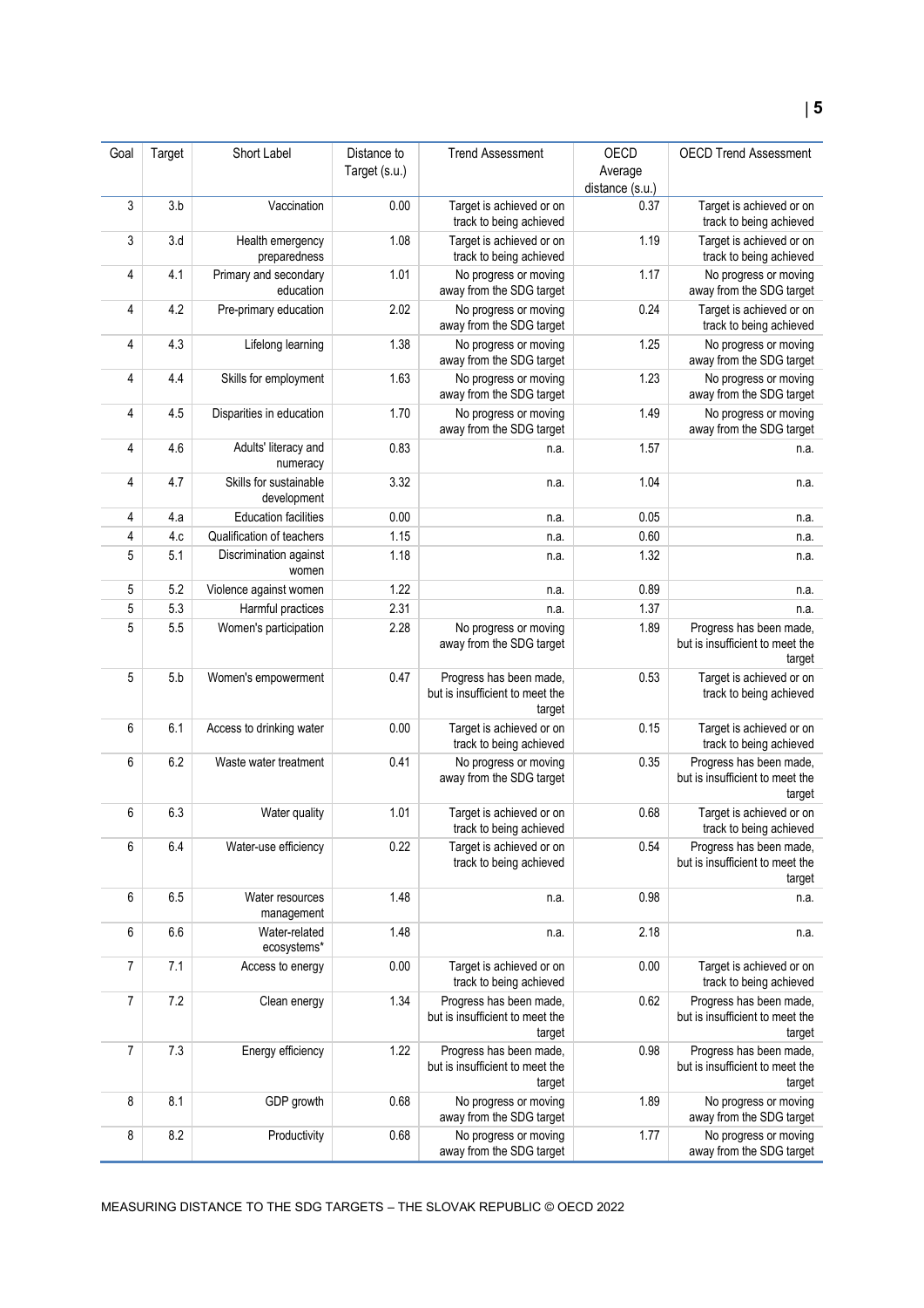| Goal | Target | Short Label | Distance to Target (s.u.) | Trend Assessment | OECD Average distance (s.u.) | OECD Trend Assessment |
|---|---|---|---|---|---|---|
| 3 | 3.b | Vaccination | 0.00 | Target is achieved or on track to being achieved | 0.37 | Target is achieved or on track to being achieved |
| 3 | 3.d | Health emergency preparedness | 1.08 | Target is achieved or on track to being achieved | 1.19 | Target is achieved or on track to being achieved |
| 4 | 4.1 | Primary and secondary education | 1.01 | No progress or moving away from the SDG target | 1.17 | No progress or moving away from the SDG target |
| 4 | 4.2 | Pre-primary education | 2.02 | No progress or moving away from the SDG target | 0.24 | Target is achieved or on track to being achieved |
| 4 | 4.3 | Lifelong learning | 1.38 | No progress or moving away from the SDG target | 1.25 | No progress or moving away from the SDG target |
| 4 | 4.4 | Skills for employment | 1.63 | No progress or moving away from the SDG target | 1.23 | No progress or moving away from the SDG target |
| 4 | 4.5 | Disparities in education | 1.70 | No progress or moving away from the SDG target | 1.49 | No progress or moving away from the SDG target |
| 4 | 4.6 | Adults' literacy and numeracy | 0.83 | n.a. | 1.57 | n.a. |
| 4 | 4.7 | Skills for sustainable development | 3.32 | n.a. | 1.04 | n.a. |
| 4 | 4.a | Education facilities | 0.00 | n.a. | 0.05 | n.a. |
| 4 | 4.c | Qualification of teachers | 1.15 | n.a. | 0.60 | n.a. |
| 5 | 5.1 | Discrimination against women | 1.18 | n.a. | 1.32 | n.a. |
| 5 | 5.2 | Violence against women | 1.22 | n.a. | 0.89 | n.a. |
| 5 | 5.3 | Harmful practices | 2.31 | n.a. | 1.37 | n.a. |
| 5 | 5.5 | Women's participation | 2.28 | No progress or moving away from the SDG target | 1.89 | Progress has been made, but is insufficient to meet the target |
| 5 | 5.b | Women's empowerment | 0.47 | Progress has been made, but is insufficient to meet the target | 0.53 | Target is achieved or on track to being achieved |
| 6 | 6.1 | Access to drinking water | 0.00 | Target is achieved or on track to being achieved | 0.15 | Target is achieved or on track to being achieved |
| 6 | 6.2 | Waste water treatment | 0.41 | No progress or moving away from the SDG target | 0.35 | Progress has been made, but is insufficient to meet the target |
| 6 | 6.3 | Water quality | 1.01 | Target is achieved or on track to being achieved | 0.68 | Target is achieved or on track to being achieved |
| 6 | 6.4 | Water-use efficiency | 0.22 | Target is achieved or on track to being achieved | 0.54 | Progress has been made, but is insufficient to meet the target |
| 6 | 6.5 | Water resources management | 1.48 | n.a. | 0.98 | n.a. |
| 6 | 6.6 | Water-related ecosystems* | 1.48 | n.a. | 2.18 | n.a. |
| 7 | 7.1 | Access to energy | 0.00 | Target is achieved or on track to being achieved | 0.00 | Target is achieved or on track to being achieved |
| 7 | 7.2 | Clean energy | 1.34 | Progress has been made, but is insufficient to meet the target | 0.62 | Progress has been made, but is insufficient to meet the target |
| 7 | 7.3 | Energy efficiency | 1.22 | Progress has been made, but is insufficient to meet the target | 0.98 | Progress has been made, but is insufficient to meet the target |
| 8 | 8.1 | GDP growth | 0.68 | No progress or moving away from the SDG target | 1.89 | No progress or moving away from the SDG target |
| 8 | 8.2 | Productivity | 0.68 | No progress or moving away from the SDG target | 1.77 | No progress or moving away from the SDG target |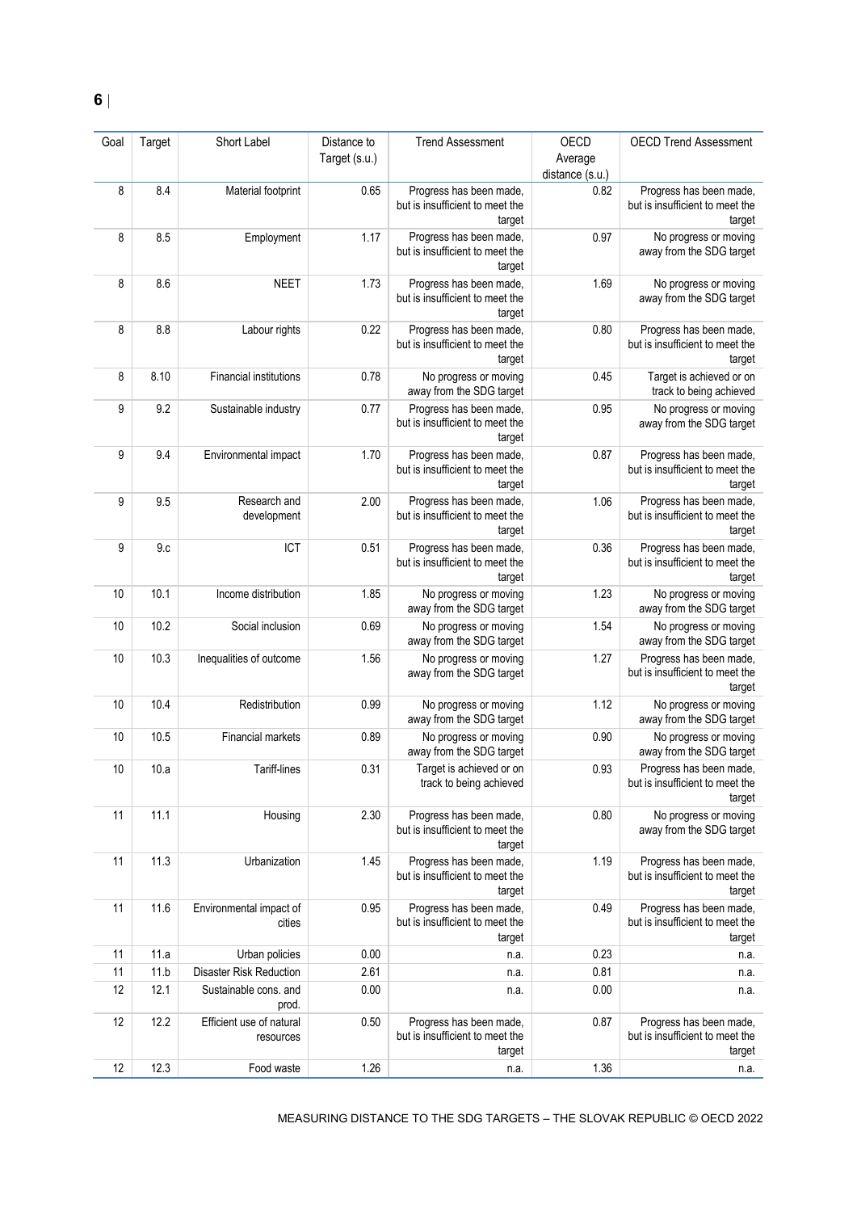| Goal | Target | Short Label | Distance to Target (s.u.) | Trend Assessment | OECD Average distance (s.u.) | OECD Trend Assessment |
|---|---|---|---|---|---|---|
| 8 | 8.4 | Material footprint | 0.65 | Progress has been made, but is insufficient to meet the target | 0.82 | Progress has been made, but is insufficient to meet the target |
| 8 | 8.5 | Employment | 1.17 | Progress has been made, but is insufficient to meet the target | 0.97 | No progress or moving away from the SDG target |
| 8 | 8.6 | NEET | 1.73 | Progress has been made, but is insufficient to meet the target | 1.69 | No progress or moving away from the SDG target |
| 8 | 8.8 | Labour rights | 0.22 | Progress has been made, but is insufficient to meet the target | 0.80 | Progress has been made, but is insufficient to meet the target |
| 8 | 8.10 | Financial institutions | 0.78 | No progress or moving away from the SDG target | 0.45 | Target is achieved or on track to being achieved |
| 9 | 9.2 | Sustainable industry | 0.77 | Progress has been made, but is insufficient to meet the target | 0.95 | No progress or moving away from the SDG target |
| 9 | 9.4 | Environmental impact | 1.70 | Progress has been made, but is insufficient to meet the target | 0.87 | Progress has been made, but is insufficient to meet the target |
| 9 | 9.5 | Research and development | 2.00 | Progress has been made, but is insufficient to meet the target | 1.06 | Progress has been made, but is insufficient to meet the target |
| 9 | 9.c | ICT | 0.51 | Progress has been made, but is insufficient to meet the target | 0.36 | Progress has been made, but is insufficient to meet the target |
| 10 | 10.1 | Income distribution | 1.85 | No progress or moving away from the SDG target | 1.23 | No progress or moving away from the SDG target |
| 10 | 10.2 | Social inclusion | 0.69 | No progress or moving away from the SDG target | 1.54 | No progress or moving away from the SDG target |
| 10 | 10.3 | Inequalities of outcome | 1.56 | No progress or moving away from the SDG target | 1.27 | Progress has been made, but is insufficient to meet the target |
| 10 | 10.4 | Redistribution | 0.99 | No progress or moving away from the SDG target | 1.12 | No progress or moving away from the SDG target |
| 10 | 10.5 | Financial markets | 0.89 | No progress or moving away from the SDG target | 0.90 | No progress or moving away from the SDG target |
| 10 | 10.a | Tariff-lines | 0.31 | Target is achieved or on track to being achieved | 0.93 | Progress has been made, but is insufficient to meet the target |
| 11 | 11.1 | Housing | 2.30 | Progress has been made, but is insufficient to meet the target | 0.80 | No progress or moving away from the SDG target |
| 11 | 11.3 | Urbanization | 1.45 | Progress has been made, but is insufficient to meet the target | 1.19 | Progress has been made, but is insufficient to meet the target |
| 11 | 11.6 | Environmental impact of cities | 0.95 | Progress has been made, but is insufficient to meet the target | 0.49 | Progress has been made, but is insufficient to meet the target |
| 11 | 11.a | Urban policies | 0.00 | n.a. | 0.23 | n.a. |
| 11 | 11.b | Disaster Risk Reduction | 2.61 | n.a. | 0.81 | n.a. |
| 12 | 12.1 | Sustainable cons. and prod. | 0.00 | n.a. | 0.00 | n.a. |
| 12 | 12.2 | Efficient use of natural resources | 0.50 | Progress has been made, but is insufficient to meet the target | 0.87 | Progress has been made, but is insufficient to meet the target |
| 12 | 12.3 | Food waste | 1.26 | n.a. | 1.36 | n.a. |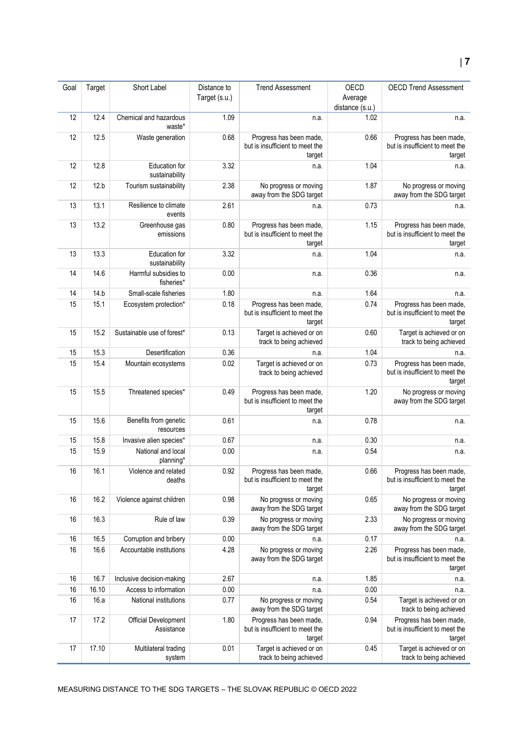| Goal | Target | Short Label | Distance to Target (s.u.) | Trend Assessment | OECD Average distance (s.u.) | OECD Trend Assessment |
|---|---|---|---|---|---|---|
| 12 | 12.4 | Chemical and hazardous waste* | 1.09 | n.a. | 1.02 | n.a. |
| 12 | 12.5 | Waste generation | 0.68 | Progress has been made, but is insufficient to meet the target | 0.66 | Progress has been made, but is insufficient to meet the target |
| 12 | 12.8 | Education for sustainability | 3.32 | n.a. | 1.04 | n.a. |
| 12 | 12.b | Tourism sustainability | 2.38 | No progress or moving away from the SDG target | 1.87 | No progress or moving away from the SDG target |
| 13 | 13.1 | Resilience to climate events | 2.61 | n.a. | 0.73 | n.a. |
| 13 | 13.2 | Greenhouse gas emissions | 0.80 | Progress has been made, but is insufficient to meet the target | 1.15 | Progress has been made, but is insufficient to meet the target |
| 13 | 13.3 | Education for sustainability | 3.32 | n.a. | 1.04 | n.a. |
| 14 | 14.6 | Harmful subsidies to fisheries* | 0.00 | n.a. | 0.36 | n.a. |
| 14 | 14.b | Small-scale fisheries | 1.80 | n.a. | 1.64 | n.a. |
| 15 | 15.1 | Ecosystem protection* | 0.18 | Progress has been made, but is insufficient to meet the target | 0.74 | Progress has been made, but is insufficient to meet the target |
| 15 | 15.2 | Sustainable use of forest* | 0.13 | Target is achieved or on track to being achieved | 0.60 | Target is achieved or on track to being achieved |
| 15 | 15.3 | Desertification | 0.36 | n.a. | 1.04 | n.a. |
| 15 | 15.4 | Mountain ecosystems | 0.02 | Target is achieved or on track to being achieved | 0.73 | Progress has been made, but is insufficient to meet the target |
| 15 | 15.5 | Threatened species* | 0.49 | Progress has been made, but is insufficient to meet the target | 1.20 | No progress or moving away from the SDG target |
| 15 | 15.6 | Benefits from genetic resources | 0.61 | n.a. | 0.78 | n.a. |
| 15 | 15.8 | Invasive alien species* | 0.67 | n.a. | 0.30 | n.a. |
| 15 | 15.9 | National and local planning* | 0.00 | n.a. | 0.54 | n.a. |
| 16 | 16.1 | Violence and related deaths | 0.92 | Progress has been made, but is insufficient to meet the target | 0.66 | Progress has been made, but is insufficient to meet the target |
| 16 | 16.2 | Violence against children | 0.98 | No progress or moving away from the SDG target | 0.65 | No progress or moving away from the SDG target |
| 16 | 16.3 | Rule of law | 0.39 | No progress or moving away from the SDG target | 2.33 | No progress or moving away from the SDG target |
| 16 | 16.5 | Corruption and bribery | 0.00 | n.a. | 0.17 | n.a. |
| 16 | 16.6 | Accountable institutions | 4.28 | No progress or moving away from the SDG target | 2.26 | Progress has been made, but is insufficient to meet the target |
| 16 | 16.7 | Inclusive decision-making | 2.67 | n.a. | 1.85 | n.a. |
| 16 | 16.10 | Access to information | 0.00 | n.a. | 0.00 | n.a. |
| 16 | 16.a | National institutions | 0.77 | No progress or moving away from the SDG target | 0.54 | Target is achieved or on track to being achieved |
| 17 | 17.2 | Official Development Assistance | 1.80 | Progress has been made, but is insufficient to meet the target | 0.94 | Progress has been made, but is insufficient to meet the target |
| 17 | 17.10 | Multilateral trading system | 0.01 | Target is achieved or on track to being achieved | 0.45 | Target is achieved or on track to being achieved |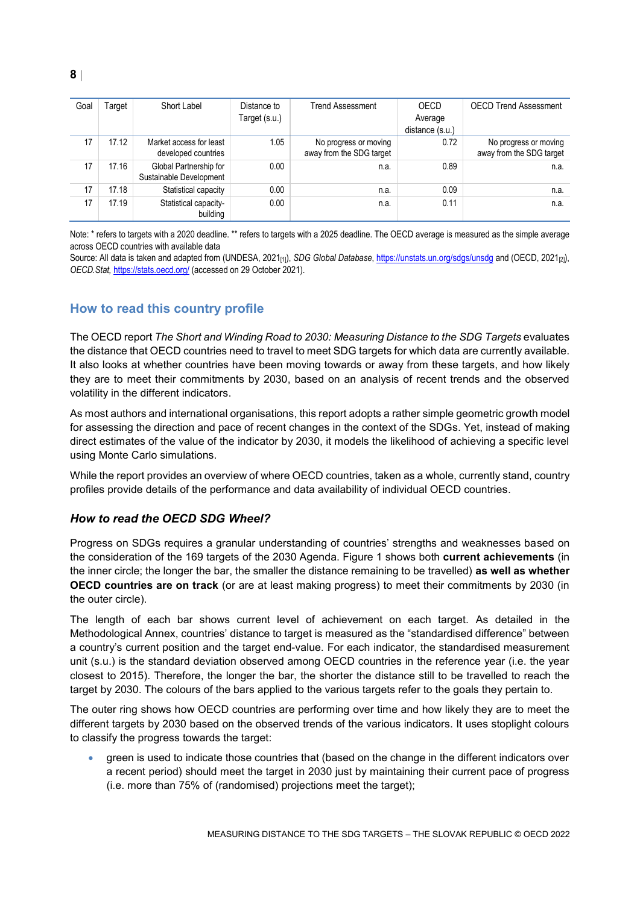| Goal | Target | Short Label | Distance to Target (s.u.) | Trend Assessment | OECD Average distance (s.u.) | OECD Trend Assessment |
|---|---|---|---|---|---|---|
| 17 | 17.12 | Market access for least developed countries | 1.05 | No progress or moving away from the SDG target | 0.72 | No progress or moving away from the SDG target |
| 17 | 17.16 | Global Partnership for Sustainable Development | 0.00 | n.a. | 0.89 | n.a. |
| 17 | 17.18 | Statistical capacity | 0.00 | n.a. | 0.09 | n.a. |
| 17 | 17.19 | Statistical capacity-building | 0.00 | n.a. | 0.11 | n.a. |

Note: * refers to targets with a 2020 deadline. ** refers to targets with a 2025 deadline. The OECD average is measured as the simple average across OECD countries with available data

Source: All data is taken and adapted from (UNDESA, 2021[1]), *SDG Global Database*, https://unstats.un.org/sdgs/unsdg and (OECD, 2021[2]), *OECD.Stat*, https://stats.oecd.org/ (accessed on 29 October 2021).

## How to read this country profile

The OECD report *The Short and Winding Road to 2030: Measuring Distance to the SDG Targets* evaluates the distance that OECD countries need to travel to meet SDG targets for which data are currently available. It also looks at whether countries have been moving towards or away from these targets, and how likely they are to meet their commitments by 2030, based on an analysis of recent trends and the observed volatility in the different indicators.

As most authors and international organisations, this report adopts a rather simple geometric growth model for assessing the direction and pace of recent changes in the context of the SDGs. Yet, instead of making direct estimates of the value of the indicator by 2030, it models the likelihood of achieving a specific level using Monte Carlo simulations.

While the report provides an overview of where OECD countries, taken as a whole, currently stand, country profiles provide details of the performance and data availability of individual OECD countries.

### *How to read the OECD SDG Wheel?*

Progress on SDGs requires a granular understanding of countries' strengths and weaknesses based on the consideration of the 169 targets of the 2030 Agenda. Figure 1 shows both **current achievements** (in the inner circle; the longer the bar, the smaller the distance remaining to be travelled) **as well as whether OECD countries are on track** (or are at least making progress) to meet their commitments by 2030 (in the outer circle).

The length of each bar shows current level of achievement on each target. As detailed in the Methodological Annex, countries' distance to target is measured as the "standardised difference" between a country's current position and the target end-value. For each indicator, the standardised measurement unit (s.u.) is the standard deviation observed among OECD countries in the reference year (i.e. the year closest to 2015). Therefore, the longer the bar, the shorter the distance still to be travelled to reach the target by 2030. The colours of the bars applied to the various targets refer to the goals they pertain to.

The outer ring shows how OECD countries are performing over time and how likely they are to meet the different targets by 2030 based on the observed trends of the various indicators. It uses stoplight colours to classify the progress towards the target:

- green is used to indicate those countries that (based on the change in the different indicators over a recent period) should meet the target in 2030 just by maintaining their current pace of progress (i.e. more than 75% of (randomised) projections meet the target);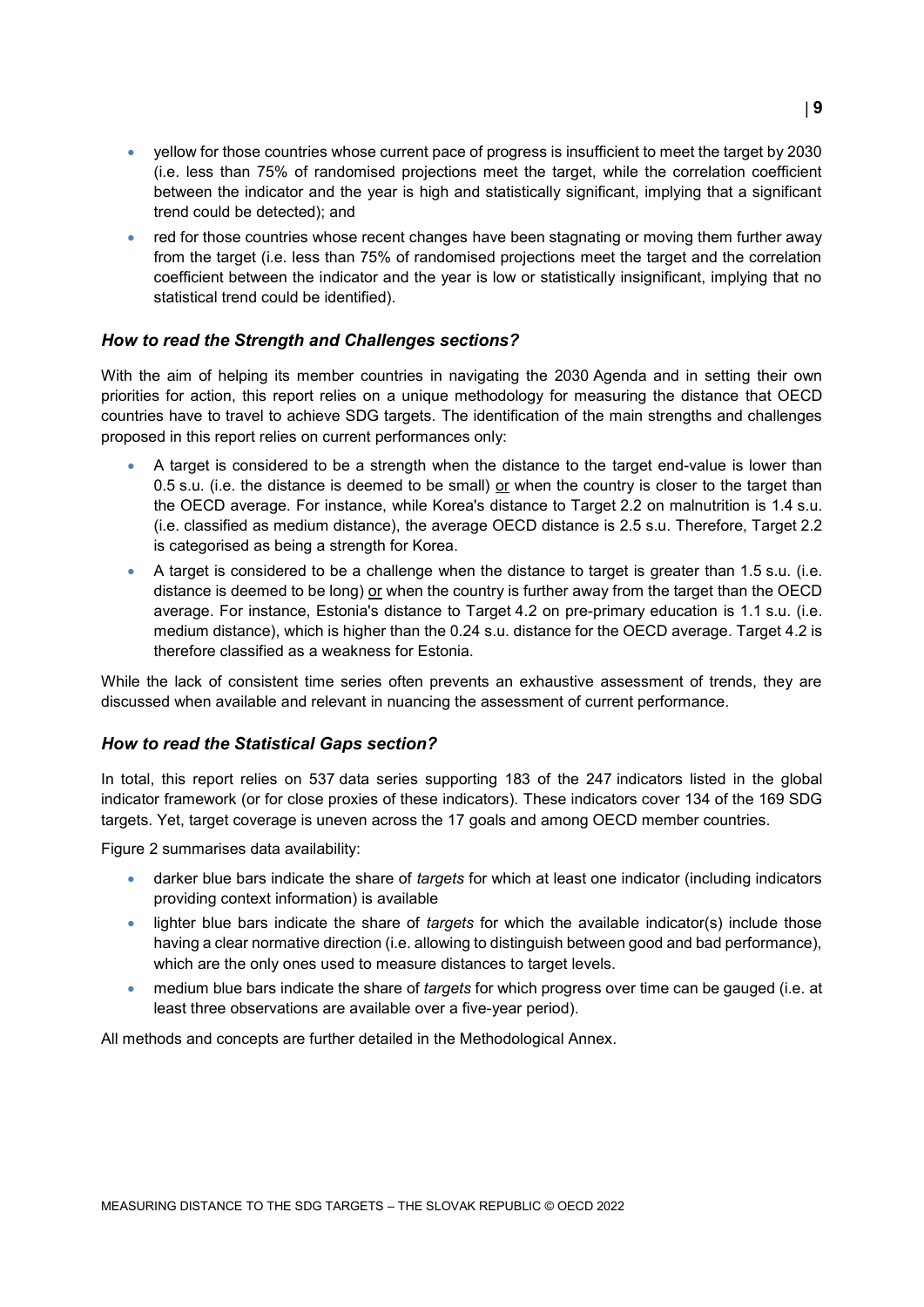- yellow for those countries whose current pace of progress is insufficient to meet the target by 2030 (i.e. less than 75% of randomised projections meet the target, while the correlation coefficient between the indicator and the year is high and statistically significant, implying that a significant trend could be detected); and
- red for those countries whose recent changes have been stagnating or moving them further away from the target (i.e. less than 75% of randomised projections meet the target and the correlation coefficient between the indicator and the year is low or statistically insignificant, implying that no statistical trend could be identified).

### *How to read the Strength and Challenges sections?*

With the aim of helping its member countries in navigating the 2030 Agenda and in setting their own priorities for action, this report relies on a unique methodology for measuring the distance that OECD countries have to travel to achieve SDG targets. The identification of the main strengths and challenges proposed in this report relies on current performances only:

- A target is considered to be a strength when the distance to the target end-value is lower than 0.5 s.u. (i.e. the distance is deemed to be small) or when the country is closer to the target than the OECD average. For instance, while Korea's distance to Target 2.2 on malnutrition is 1.4 s.u. (i.e. classified as medium distance), the average OECD distance is 2.5 s.u. Therefore, Target 2.2 is categorised as being a strength for Korea.
- A target is considered to be a challenge when the distance to target is greater than 1.5 s.u. (i.e. distance is deemed to be long) or when the country is further away from the target than the OECD average. For instance, Estonia's distance to Target 4.2 on pre-primary education is 1.1 s.u. (i.e. medium distance), which is higher than the 0.24 s.u. distance for the OECD average. Target 4.2 is therefore classified as a weakness for Estonia.

While the lack of consistent time series often prevents an exhaustive assessment of trends, they are discussed when available and relevant in nuancing the assessment of current performance.

### *How to read the Statistical Gaps section?*

In total, this report relies on 537 data series supporting 183 of the 247 indicators listed in the global indicator framework (or for close proxies of these indicators). These indicators cover 134 of the 169 SDG targets. Yet, target coverage is uneven across the 17 goals and among OECD member countries.

Figure 2 summarises data availability:

- darker blue bars indicate the share of *targets* for which at least one indicator (including indicators providing context information) is available
- lighter blue bars indicate the share of *targets* for which the available indicator(s) include those having a clear normative direction (i.e. allowing to distinguish between good and bad performance), which are the only ones used to measure distances to target levels.
- medium blue bars indicate the share of *targets* for which progress over time can be gauged (i.e. at least three observations are available over a five-year period).

All methods and concepts are further detailed in the Methodological Annex.